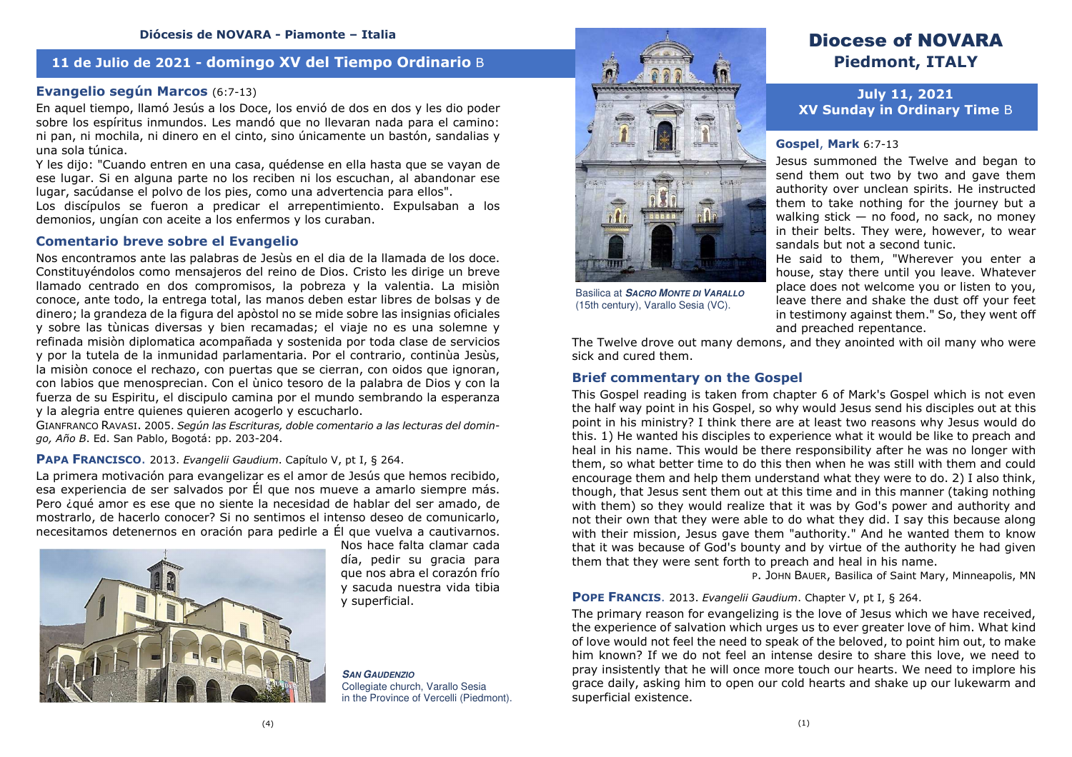**Diócesis de NOVARA - Piamonte – Italia**

## 11 de Julio de 2021 - domingo XV del Tiempo Ordinario B

### Evangelio según Marcos (6:7-13)

En aquel tiempo, llamó Jesús a los Doce, los envió de dos en dos y les dio poder sobre los espíritus inmundos. Les mandó que no llevaran nada para el camino: ni pan, ni mochila, ni dinero en el cinto, sino únicamente un bastón, sandalias y una sola túnica.
Y les dijo: "Cuando entren en una casa, quédense en ella hasta que se vayan de ese lugar. Si en alguna parte no los reciben ni los escuchan, al abandonar ese lugar, sacúdanse el polvo de los pies, como una advertencia para ellos".
Los discípulos se fueron a predicar el arrepentimiento. Expulsaban a los demonios, ungían con aceite a los enfermos y los curaban.

### Comentario breve sobre el Evangelio

Nos encontramos ante las palabras de Jesùs en el dia de la llamada de los doce. Constituyéndolos como mensajeros del reino de Dios. Cristo les dirige un breve llamado centrado en dos compromisos, la pobreza y la valentia. La misiòn conoce, ante todo, la entrega total, las manos deben estar libres de bolsas y de dinero; la grandeza de la figura del apòstol no se mide sobre las insignias oficiales y sobre las tùnicas diversas y bien recamadas; el viaje no es una solemne y refinada misiòn diplomatica acompañada y sostenida por toda clase de servicios y por la tutela de la inmunidad parlamentaria. Por el contrario, continùa Jesùs, la misiòn conoce el rechazo, con puertas que se cierran, con oidos que ignoran, con labios que menosprecian. Con el ùnico tesoro de la palabra de Dios y con la fuerza de su Espiritu, el discipulo camina por el mundo sembrando la esperanza y la alegria entre quienes quieren acogerlo y escucharlo.

GIANFRANCO RAVASI. 2005. *Según las Escrituras, doble comentario a las lecturas del domingo, Año B*. Ed. San Pablo, Bogotá: pp. 203-204.

### PAPA FRANCISCO. 2013. *Evangelii Gaudium*. Capítulo V, pt I, § 264.

La primera motivación para evangelizar es el amor de Jesús que hemos recibido, esa experiencia de ser salvados por Él que nos mueve a amarlo siempre más. Pero ¿qué amor es ese que no siente la necesidad de hablar del ser amado, de mostrarlo, de hacerlo conocer? Si no sentimos el intenso deseo de comunicarlo, necesitamos detenernos en oración para pedirle a Él que vuelva a cautivarnos. Nos hace falta clamar cada día, pedir su gracia para que nos abra el corazón frío y sacuda nuestra vida tibia y superficial.

***SAN GAUDENZIO***
Collegiate church, Varallo Sesia in the Province of Vercelli (Piedmont).

Basilica at ***SACRO MONTE DI VARALLO*** (15th century), Varallo Sesia (VC).

# Diocese of NOVARA
## Piedmont, ITALY

## July 11, 2021
## XV Sunday in Ordinary Time B

### Gospel, Mark 6:7-13

Jesus summoned the Twelve and began to send them out two by two and gave them authority over unclean spirits. He instructed them to take nothing for the journey but a walking stick — no food, no sack, no money in their belts. They were, however, to wear sandals but not a second tunic.
He said to them, "Wherever you enter a house, stay there until you leave. Whatever place does not welcome you or listen to you, leave there and shake the dust off your feet in testimony against them." So, they went off and preached repentance.
The Twelve drove out many demons, and they anointed with oil many who were sick and cured them.

### Brief commentary on the Gospel

This Gospel reading is taken from chapter 6 of Mark's Gospel which is not even the half way point in his Gospel, so why would Jesus send his disciples out at this point in his ministry? I think there are at least two reasons why Jesus would do this. 1) He wanted his disciples to experience what it would be like to preach and heal in his name. This would be there responsibility after he was no longer with them, so what better time to do this then when he was still with them and could encourage them and help them understand what they were to do. 2) I also think, though, that Jesus sent them out at this time and in this manner (taking nothing with them) so they would realize that it was by God's power and authority and not their own that they were able to do what they did. I say this because along with their mission, Jesus gave them "authority." And he wanted them to know that it was because of God's bounty and by virtue of the authority he had given them that they were sent forth to preach and heal in his name.

P. JOHN BAUER, Basilica of Saint Mary, Minneapolis, MN

### POPE FRANCIS. 2013. *Evangelii Gaudium*. Chapter V, pt I, § 264.

The primary reason for evangelizing is the love of Jesus which we have received, the experience of salvation which urges us to ever greater love of him. What kind of love would not feel the need to speak of the beloved, to point him out, to make him known? If we do not feel an intense desire to share this love, we need to pray insistently that he will once more touch our hearts. We need to implore his grace daily, asking him to open our cold hearts and shake up our lukewarm and superficial existence.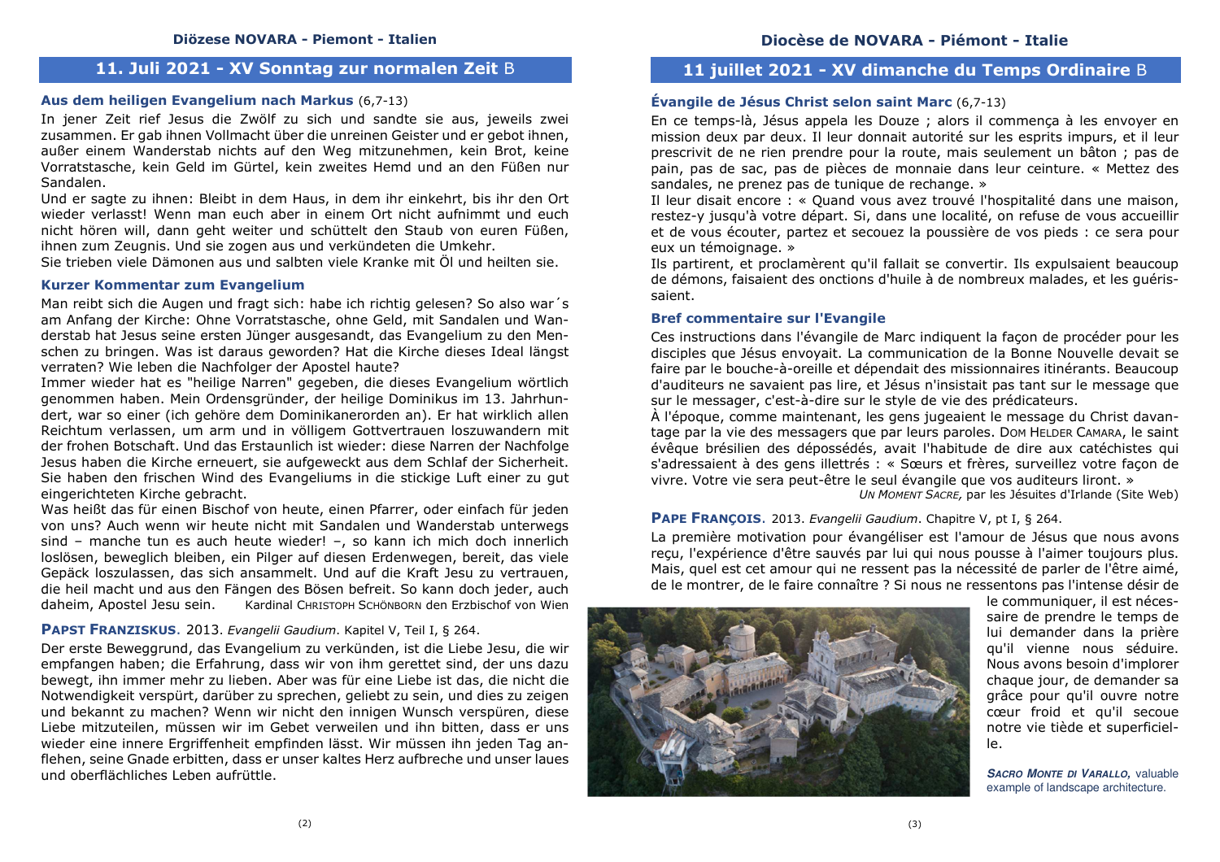## Diözese NOVARA - Piemont - Italien

## 11. Juli 2021 - XV Sonntag zur normalen Zeit B

### Aus dem heiligen Evangelium nach Markus (6,7-13)

In jener Zeit rief Jesus die Zwölf zu sich und sandte sie aus, jeweils zwei zusammen. Er gab ihnen Vollmacht über die unreinen Geister und er gebot ihnen, außer einem Wanderstab nichts auf den Weg mitzunehmen, kein Brot, keine Vorratstasche, kein Geld im Gürtel, kein zweites Hemd und an den Füßen nur Sandalen.
Und er sagte zu ihnen: Bleibt in dem Haus, in dem ihr einkehrt, bis ihr den Ort wieder verlasst! Wenn man euch aber in einem Ort nicht aufnimmt und euch nicht hören will, dann geht weiter und schüttelt den Staub von euren Füßen, ihnen zum Zeugnis. Und sie zogen aus und verkündeten die Umkehr.
Sie trieben viele Dämonen aus und salbten viele Kranke mit Öl und heilten sie.

### Kurzer Kommentar zum Evangelium

Man reibt sich die Augen und fragt sich: habe ich richtig gelesen? So also war´s am Anfang der Kirche: Ohne Vorratstasche, ohne Geld, mit Sandalen und Wanderstab hat Jesus seine ersten Jünger ausgesandt, das Evangelium zu den Menschen zu bringen. Was ist daraus geworden? Hat die Kirche dieses Ideal längst verraten? Wie leben die Nachfolger der Apostel haute?
Immer wieder hat es "heilige Narren" gegeben, die dieses Evangelium wörtlich genommen haben. Mein Ordensgründer, der heilige Dominikus im 13. Jahrhundert, war so einer (ich gehöre dem Dominikanerorden an). Er hat wirklich allen Reichtum verlassen, um arm und in völligem Gottvertrauen loszuwandern mit der frohen Botschaft. Und das Erstaunlich ist wieder: diese Narren der Nachfolge Jesus haben die Kirche erneuert, sie aufgeweckt aus dem Schlaf der Sicherheit. Sie haben den frischen Wind des Evangeliums in die stickige Luft einer zu gut eingerichteten Kirche gebracht.
Was heißt das für einen Bischof von heute, einen Pfarrer, oder einfach für jeden von uns? Auch wenn wir heute nicht mit Sandalen und Wanderstab unterwegs sind – manche tun es auch heute wieder! –, so kann ich mich doch innerlich loslösen, beweglich bleiben, ein Pilger auf diesen Erdenwegen, bereit, das viele Gepäck loszulassen, das sich ansammelt. Und auf die Kraft Jesu zu vertrauen, die heil macht und aus den Fängen des Bösen befreit. So kann doch jeder, auch daheim, Apostel Jesu sein. Kardinal CHRISTOPH SCHÖNBORN den Erzbischof von Wien

### PAPST FRANZISKUS. 2013. *Evangelii Gaudium*. Kapitel V, Teil I, § 264.

Der erste Beweggrund, das Evangelium zu verkünden, ist die Liebe Jesu, die wir empfangen haben; die Erfahrung, dass wir von ihm gerettet sind, der uns dazu bewegt, ihn immer mehr zu lieben. Aber was für eine Liebe ist das, die nicht die Notwendigkeit verspürt, darüber zu sprechen, geliebt zu sein, und dies zu zeigen und bekannt zu machen? Wenn wir nicht den innigen Wunsch verspüren, diese Liebe mitzuteilen, müssen wir im Gebet verweilen und ihn bitten, dass er uns wieder eine innere Ergriffenheit empfinden lässt. Wir müssen ihn jeden Tag anflehen, seine Gnade erbitten, dass er unser kaltes Herz aufbreche und unser laues und oberflächliches Leben aufrüttle.

## Diocèse de NOVARA - Piémont - Italie

## 11 juillet 2021 - XV dimanche du Temps Ordinaire B

### Évangile de Jésus Christ selon saint Marc (6,7-13)

En ce temps-là, Jésus appela les Douze ; alors il commença à les envoyer en mission deux par deux. Il leur donnait autorité sur les esprits impurs, et il leur prescrivit de ne rien prendre pour la route, mais seulement un bâton ; pas de pain, pas de sac, pas de pièces de monnaie dans leur ceinture. « Mettez des sandales, ne prenez pas de tunique de rechange. »
Il leur disait encore : « Quand vous avez trouvé l'hospitalité dans une maison, restez-y jusqu'à votre départ. Si, dans une localité, on refuse de vous accueillir et de vous écouter, partez et secouez la poussière de vos pieds : ce sera pour eux un témoignage. »
Ils partirent, et proclamèrent qu'il fallait se convertir. Ils expulsaient beaucoup de démons, faisaient des onctions d'huile à de nombreux malades, et les guérissaient.

### Bref commentaire sur l'Evangile

Ces instructions dans l'évangile de Marc indiquent la façon de procéder pour les disciples que Jésus envoyait. La communication de la Bonne Nouvelle devait se faire par le bouche-à-oreille et dépendait des missionnaires itinérants. Beaucoup d'auditeurs ne savaient pas lire, et Jésus n'insistait pas tant sur le message que sur le messager, c'est-à-dire sur le style de vie des prédicateurs.
À l'époque, comme maintenant, les gens jugeaient le message du Christ davantage par la vie des messagers que par leurs paroles. DOM HELDER CAMARA, le saint évêque brésilien des dépossédés, avait l'habitude de dire aux catéchistes qui s'adressaient à des gens illettrés : « Sœurs et frères, surveillez votre façon de vivre. Votre vie sera peut-être le seul évangile que vos auditeurs liront. »
*UN MOMENT SACRE,* par les Jésuites d'Irlande (Site Web)

### PAPE FRANÇOIS. 2013. *Evangelii Gaudium*. Chapitre V, pt I, § 264.

La première motivation pour évangéliser est l'amour de Jésus que nous avons reçu, l'expérience d'être sauvés par lui qui nous pousse à l'aimer toujours plus. Mais, quel est cet amour qui ne ressent pas la nécessité de parler de l'être aimé, de le montrer, de le faire connaître ? Si nous ne ressentons pas l'intense désir de le communiquer, il est nécessaire de prendre le temps de lui demander dans la prière qu'il vienne nous séduire. Nous avons besoin d'implorer chaque jour, de demander sa grâce pour qu'il ouvre notre cœur froid et qu'il secoue notre vie tiède et superficielle.

***SACRO MONTE DI VARALLO,*** valuable example of landscape architecture.